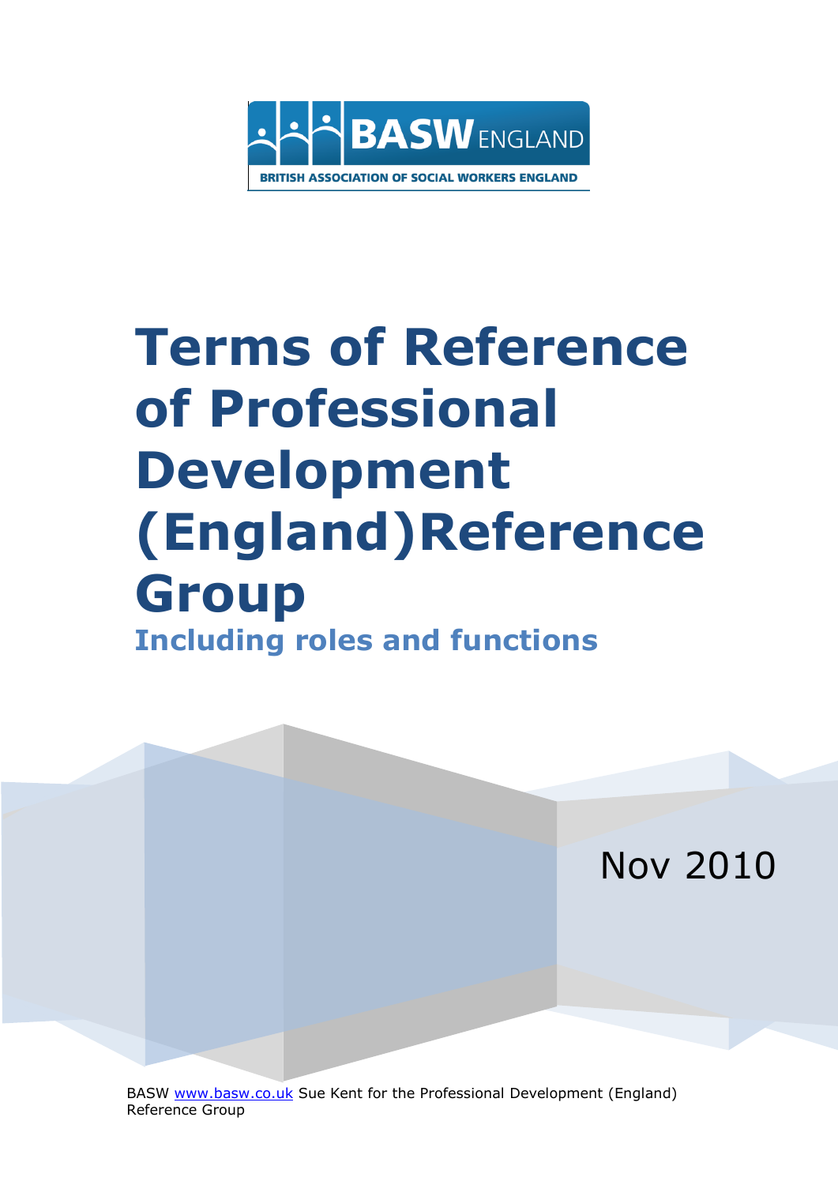BASW ENGLAND

BRITISH ASSOCIATION OF SOCIAL WORKERS ENGLAND

# Terms of Reference of Professional Development (England)Reference Group

## Including roles and functions

Nov 2010

BASW www.basw.co.uk Sue Kent for the Professional Development (England) Reference Group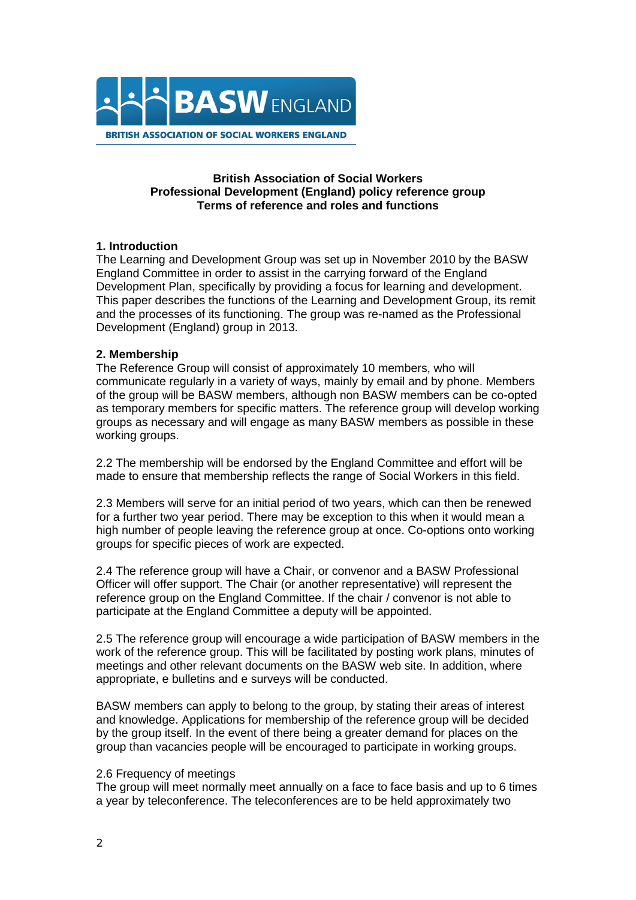**British Association of Social Workers**
**Professional Development (England) policy reference group**
**Terms of reference and roles and functions**

## 1. Introduction

The Learning and Development Group was set up in November 2010 by the BASW England Committee in order to assist in the carrying forward of the England Development Plan, specifically by providing a focus for learning and development. This paper describes the functions of the Learning and Development Group, its remit and the processes of its functioning. The group was re-named as the Professional Development (England) group in 2013.

## 2. Membership

The Reference Group will consist of approximately 10 members, who will communicate regularly in a variety of ways, mainly by email and by phone. Members of the group will be BASW members, although non BASW members can be co-opted as temporary members for specific matters. The reference group will develop working groups as necessary and will engage as many BASW members as possible in these working groups.

2.2 The membership will be endorsed by the England Committee and effort will be made to ensure that membership reflects the range of Social Workers in this field.

2.3 Members will serve for an initial period of two years, which can then be renewed for a further two year period. There may be exception to this when it would mean a high number of people leaving the reference group at once. Co-options onto working groups for specific pieces of work are expected.

2.4 The reference group will have a Chair, or convenor and a BASW Professional Officer will offer support. The Chair (or another representative) will represent the reference group on the England Committee. If the chair / convenor is not able to participate at the England Committee a deputy will be appointed.

2.5 The reference group will encourage a wide participation of BASW members in the work of the reference group. This will be facilitated by posting work plans, minutes of meetings and other relevant documents on the BASW web site. In addition, where appropriate, e bulletins and e surveys will be conducted.

BASW members can apply to belong to the group, by stating their areas of interest and knowledge. Applications for membership of the reference group will be decided by the group itself. In the event of there being a greater demand for places on the group than vacancies people will be encouraged to participate in working groups.

2.6 Frequency of meetings

The group will meet normally meet annually on a face to face basis and up to 6 times a year by teleconference. The teleconferences are to be held approximately two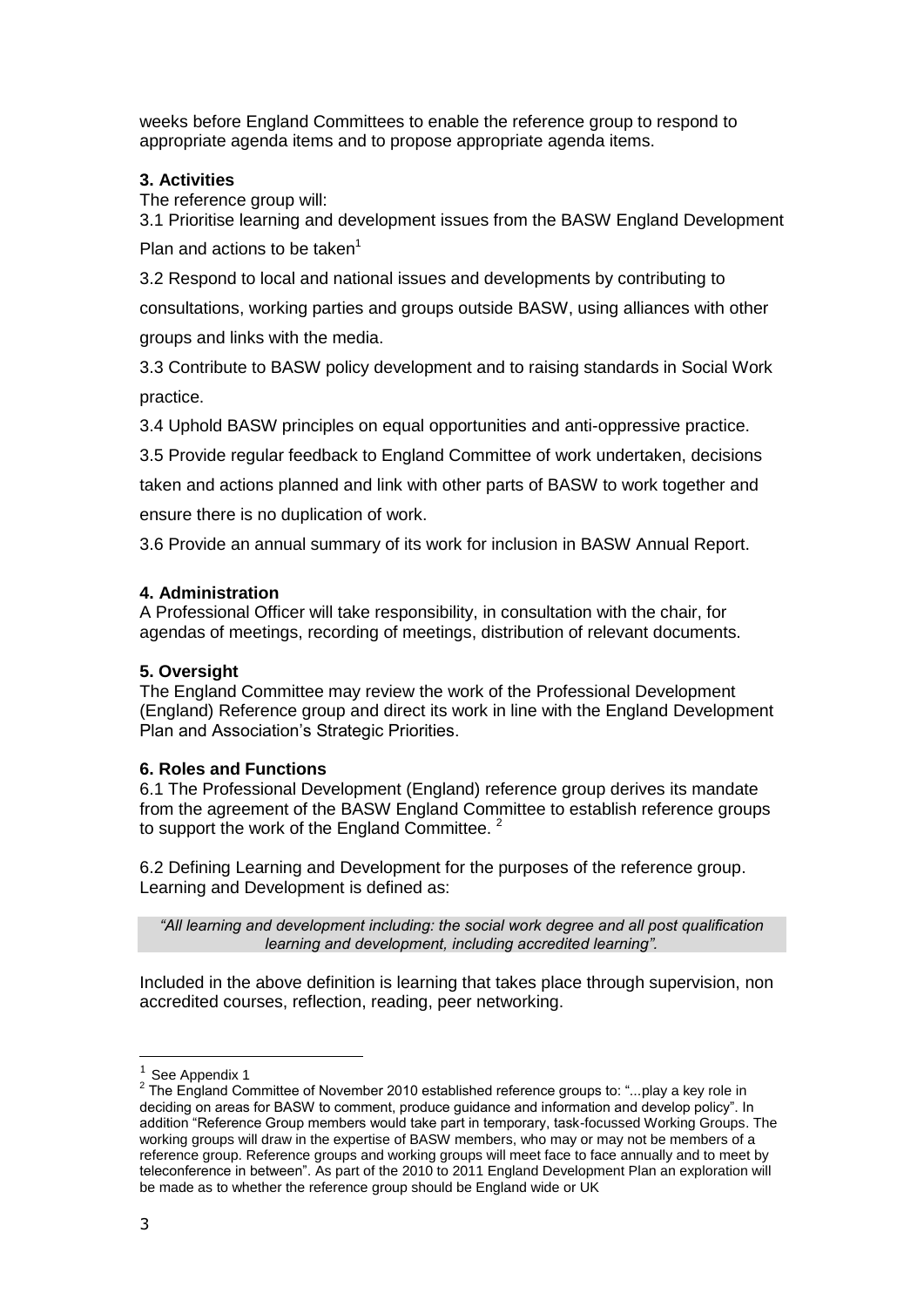weeks before England Committees to enable the reference group to respond to appropriate agenda items and to propose appropriate agenda items.

**3. Activities**

The reference group will:

3.1 Prioritise learning and development issues from the BASW England Development Plan and actions to be taken[1]

3.2 Respond to local and national issues and developments by contributing to consultations, working parties and groups outside BASW, using alliances with other groups and links with the media.

3.3 Contribute to BASW policy development and to raising standards in Social Work practice.

3.4 Uphold BASW principles on equal opportunities and anti-oppressive practice.

3.5 Provide regular feedback to England Committee of work undertaken, decisions taken and actions planned and link with other parts of BASW to work together and ensure there is no duplication of work.

3.6 Provide an annual summary of its work for inclusion in BASW Annual Report.

**4. Administration**

A Professional Officer will take responsibility, in consultation with the chair, for agendas of meetings, recording of meetings, distribution of relevant documents.

**5. Oversight**

The England Committee may review the work of the Professional Development (England) Reference group and direct its work in line with the England Development Plan and Association's Strategic Priorities.

**6. Roles and Functions**

6.1 The Professional Development (England) reference group derives its mandate from the agreement of the BASW England Committee to establish reference groups to support the work of the England Committee. [2]

6.2 Defining Learning and Development for the purposes of the reference group. Learning and Development is defined as:

> *"All learning and development including: the social work degree and all post qualification learning and development, including accredited learning".*

Included in the above definition is learning that takes place through supervision, non accredited courses, reflection, reading, peer networking.

---

[1] See Appendix 1

[2] The England Committee of November 2010 established reference groups to: "...play a key role in deciding on areas for BASW to comment, produce guidance and information and develop policy". In addition "Reference Group members would take part in temporary, task-focussed Working Groups. The working groups will draw in the expertise of BASW members, who may or may not be members of a reference group. Reference groups and working groups will meet face to face annually and to meet by teleconference in between". As part of the 2010 to 2011 England Development Plan an exploration will be made as to whether the reference group should be England wide or UK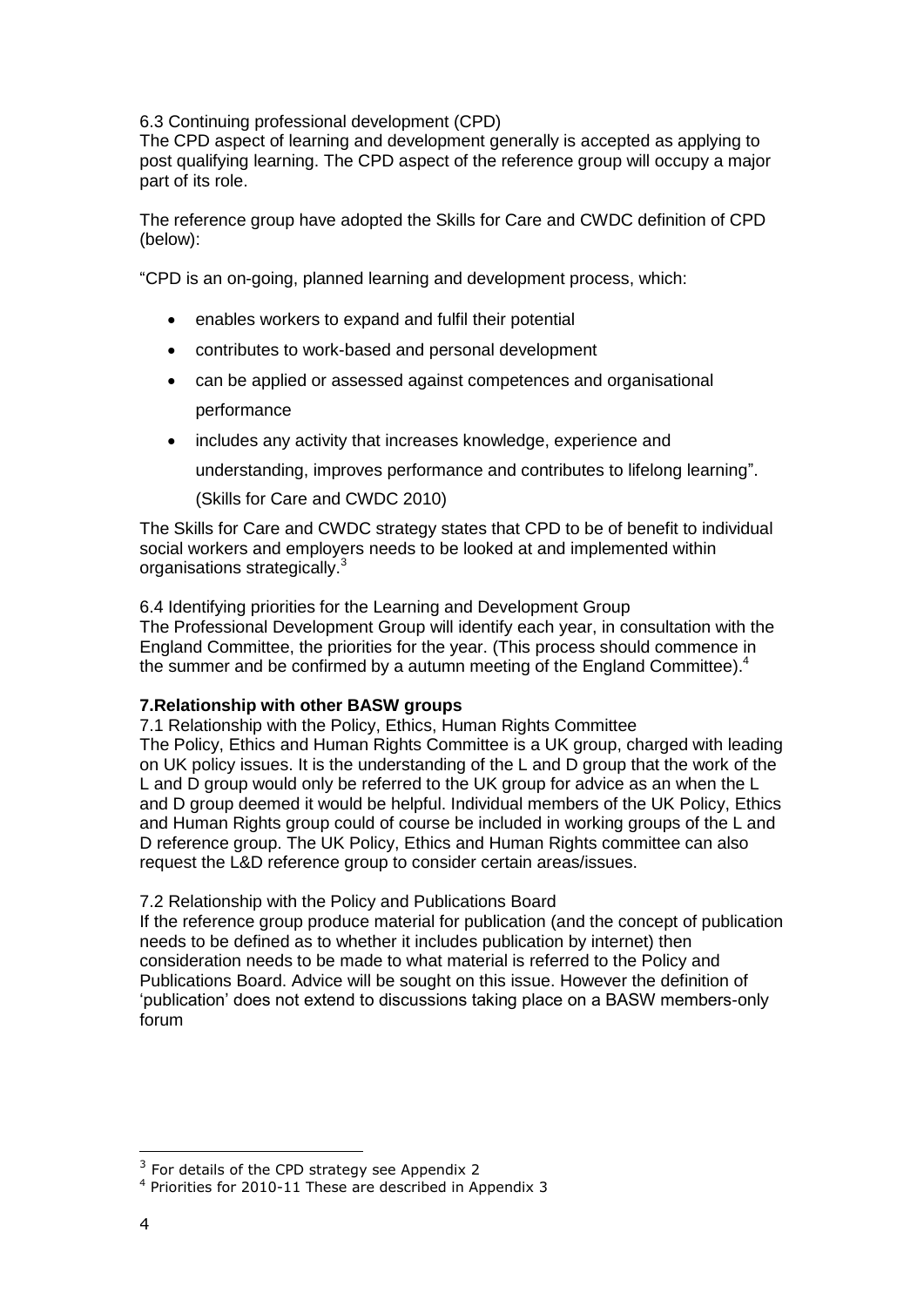6.3 Continuing professional development (CPD)

The CPD aspect of learning and development generally is accepted as applying to post qualifying learning. The CPD aspect of the reference group will occupy a major part of its role.

The reference group have adopted the Skills for Care and CWDC definition of CPD (below):

"CPD is an on-going, planned learning and development process, which:

- enables workers to expand and fulfil their potential
- contributes to work-based and personal development
- can be applied or assessed against competences and organisational performance
- includes any activity that increases knowledge, experience and understanding, improves performance and contributes to lifelong learning".

  (Skills for Care and CWDC 2010)

The Skills for Care and CWDC strategy states that CPD to be of benefit to individual social workers and employers needs to be looked at and implemented within organisations strategically.[3]

6.4 Identifying priorities for the Learning and Development Group

The Professional Development Group will identify each year, in consultation with the England Committee, the priorities for the year. (This process should commence in the summer and be confirmed by a autumn meeting of the England Committee).[4]

## 7.Relationship with other BASW groups

7.1 Relationship with the Policy, Ethics, Human Rights Committee

The Policy, Ethics and Human Rights Committee is a UK group, charged with leading on UK policy issues. It is the understanding of the L and D group that the work of the L and D group would only be referred to the UK group for advice as an when the L and D group deemed it would be helpful. Individual members of the UK Policy, Ethics and Human Rights group could of course be included in working groups of the L and D reference group. The UK Policy, Ethics and Human Rights committee can also request the L&D reference group to consider certain areas/issues.

7.2 Relationship with the Policy and Publications Board

If the reference group produce material for publication (and the concept of publication needs to be defined as to whether it includes publication by internet) then consideration needs to be made to what material is referred to the Policy and Publications Board. Advice will be sought on this issue. However the definition of 'publication' does not extend to discussions taking place on a BASW members-only forum

---

[3] For details of the CPD strategy see Appendix 2

[4] Priorities for 2010-11 These are described in Appendix 3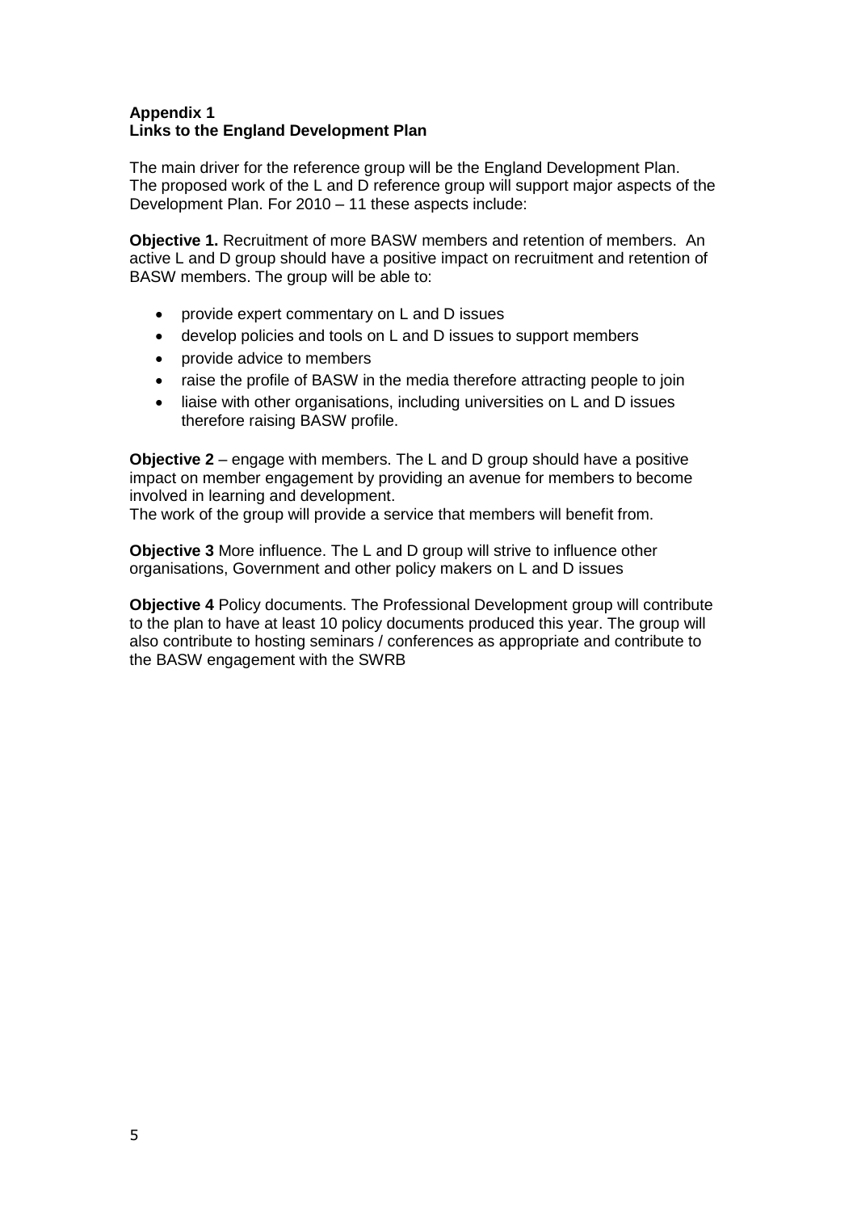**Appendix 1**
**Links to the England Development Plan**

The main driver for the reference group will be the England Development Plan. The proposed work of the L and D reference group will support major aspects of the Development Plan. For 2010 – 11 these aspects include:

**Objective 1.** Recruitment of more BASW members and retention of members. An active L and D group should have a positive impact on recruitment and retention of BASW members. The group will be able to:

- provide expert commentary on L and D issues
- develop policies and tools on L and D issues to support members
- provide advice to members
- raise the profile of BASW in the media therefore attracting people to join
- liaise with other organisations, including universities on L and D issues therefore raising BASW profile.

**Objective 2** – engage with members. The L and D group should have a positive impact on member engagement by providing an avenue for members to become involved in learning and development.
The work of the group will provide a service that members will benefit from.

**Objective 3** More influence. The L and D group will strive to influence other organisations, Government and other policy makers on L and D issues

**Objective 4** Policy documents. The Professional Development group will contribute to the plan to have at least 10 policy documents produced this year. The group will also contribute to hosting seminars / conferences as appropriate and contribute to the BASW engagement with the SWRB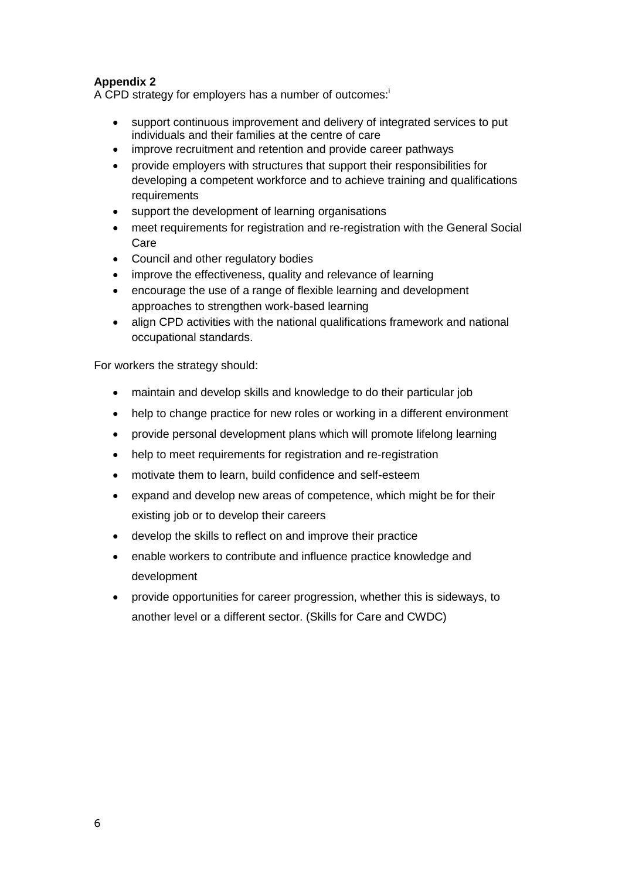**Appendix 2**

A CPD strategy for employers has a number of outcomes:[i]

- support continuous improvement and delivery of integrated services to put individuals and their families at the centre of care
- improve recruitment and retention and provide career pathways
- provide employers with structures that support their responsibilities for developing a competent workforce and to achieve training and qualifications requirements
- support the development of learning organisations
- meet requirements for registration and re-registration with the General Social Care
- Council and other regulatory bodies
- improve the effectiveness, quality and relevance of learning
- encourage the use of a range of flexible learning and development approaches to strengthen work-based learning
- align CPD activities with the national qualifications framework and national occupational standards.

For workers the strategy should:

- maintain and develop skills and knowledge to do their particular job
- help to change practice for new roles or working in a different environment
- provide personal development plans which will promote lifelong learning
- help to meet requirements for registration and re-registration
- motivate them to learn, build confidence and self-esteem
- expand and develop new areas of competence, which might be for their existing job or to develop their careers
- develop the skills to reflect on and improve their practice
- enable workers to contribute and influence practice knowledge and development
- provide opportunities for career progression, whether this is sideways, to another level or a different sector. (Skills for Care and CWDC)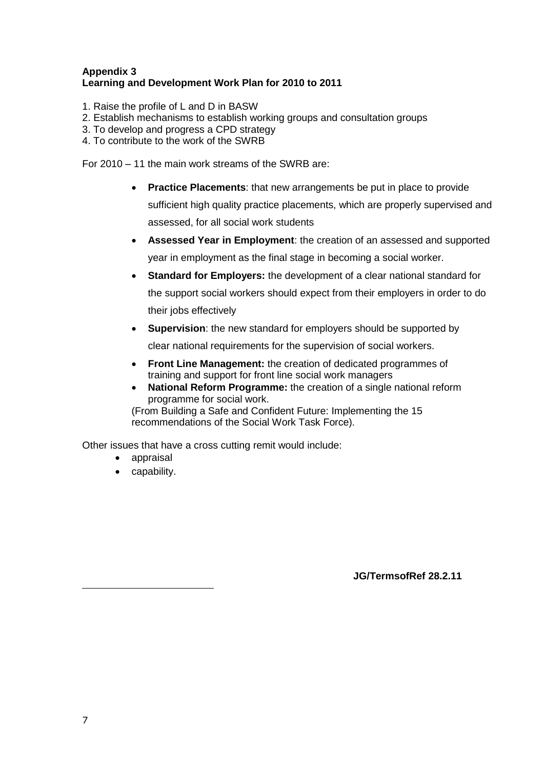**Appendix 3**
**Learning and Development Work Plan for 2010 to 2011**

1. Raise the profile of L and D in BASW
2. Establish mechanisms to establish working groups and consultation groups
3. To develop and progress a CPD strategy
4. To contribute to the work of the SWRB

For 2010 – 11 the main work streams of the SWRB are:

- **Practice Placements**: that new arrangements be put in place to provide sufficient high quality practice placements, which are properly supervised and assessed, for all social work students
- **Assessed Year in Employment**: the creation of an assessed and supported year in employment as the final stage in becoming a social worker.
- **Standard for Employers:** the development of a clear national standard for the support social workers should expect from their employers in order to do their jobs effectively
- **Supervision**: the new standard for employers should be supported by clear national requirements for the supervision of social workers.
- **Front Line Management:** the creation of dedicated programmes of training and support for front line social work managers
- **National Reform Programme:** the creation of a single national reform programme for social work.

(From Building a Safe and Confident Future: Implementing the 15 recommendations of the Social Work Task Force).

Other issues that have a cross cutting remit would include:

- appraisal
- capability.

**JG/TermsofRef 28.2.11**